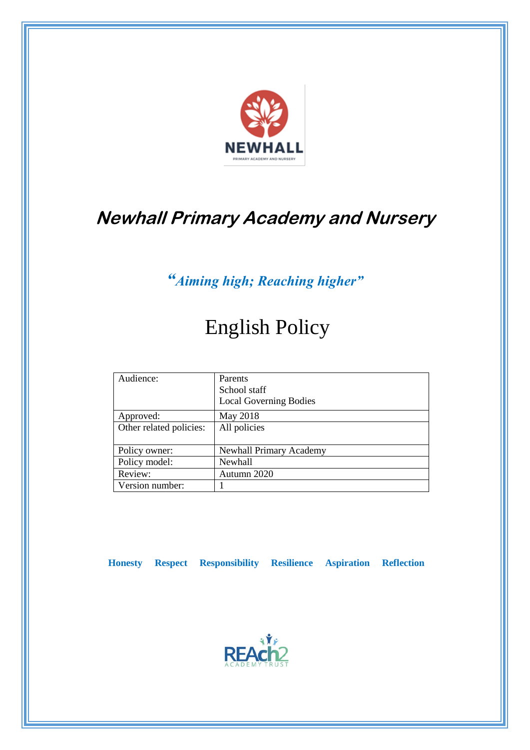# Newhall Primary Academy and Nursery

*"Aiming high; Reaching higher"*

# English Policy

| Audience: | Parents<br>School staff<br>Local Governing Bodies |
|---|---|
| Approved: | May 2018 |
| Other related policies: | All policies |
| Policy owner: | Newhall Primary Academy |
| Policy model: | Newhall |
| Review: | Autumn 2020 |
| Version number: | 1 |

**Honesty** **Respect** **Responsibility** **Resilience** **Aspiration** **Reflection**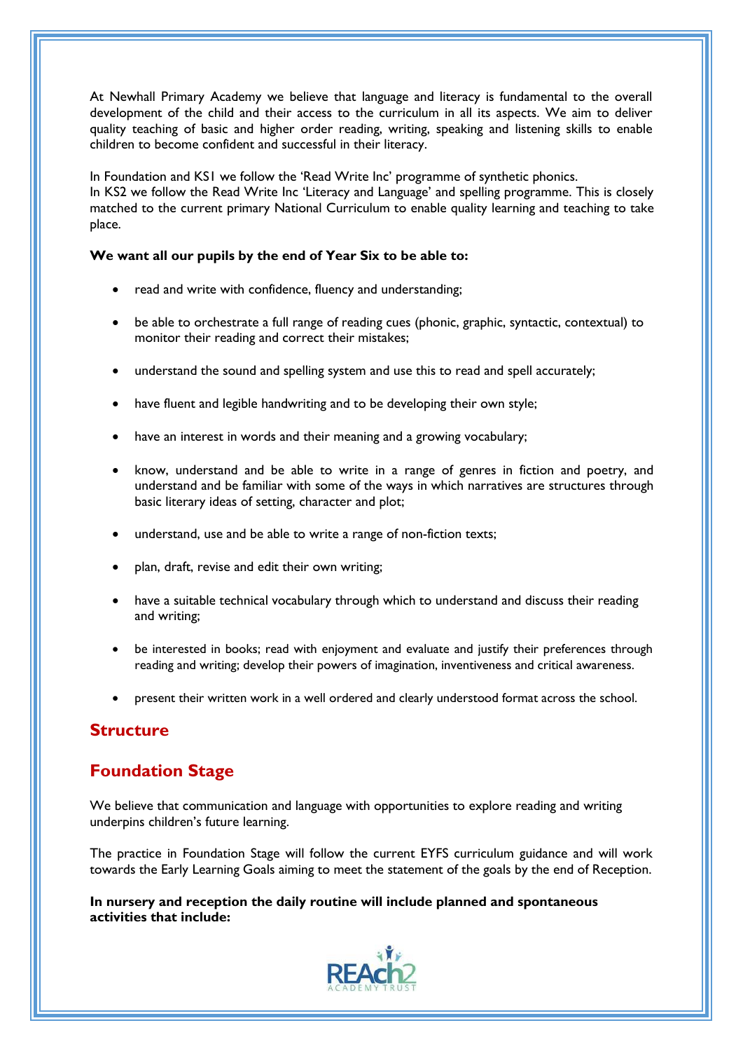At Newhall Primary Academy we believe that language and literacy is fundamental to the overall development of the child and their access to the curriculum in all its aspects. We aim to deliver quality teaching of basic and higher order reading, writing, speaking and listening skills to enable children to become confident and successful in their literacy.

In Foundation and KS1 we follow the 'Read Write Inc' programme of synthetic phonics.
In KS2 we follow the Read Write Inc 'Literacy and Language' and spelling programme. This is closely matched to the current primary National Curriculum to enable quality learning and teaching to take place.

**We want all our pupils by the end of Year Six to be able to:**

- read and write with confidence, fluency and understanding;
- be able to orchestrate a full range of reading cues (phonic, graphic, syntactic, contextual) to monitor their reading and correct their mistakes;
- understand the sound and spelling system and use this to read and spell accurately;
- have fluent and legible handwriting and to be developing their own style;
- have an interest in words and their meaning and a growing vocabulary;
- know, understand and be able to write in a range of genres in fiction and poetry, and understand and be familiar with some of the ways in which narratives are structures through basic literary ideas of setting, character and plot;
- understand, use and be able to write a range of non-fiction texts;
- plan, draft, revise and edit their own writing;
- have a suitable technical vocabulary through which to understand and discuss their reading and writing;
- be interested in books; read with enjoyment and evaluate and justify their preferences through reading and writing; develop their powers of imagination, inventiveness and critical awareness.
- present their written work in a well ordered and clearly understood format across the school.

## Structure

## Foundation Stage

We believe that communication and language with opportunities to explore reading and writing underpins children's future learning.

The practice in Foundation Stage will follow the current EYFS curriculum guidance and will work towards the Early Learning Goals aiming to meet the statement of the goals by the end of Reception.

**In nursery and reception the daily routine will include planned and spontaneous activities that include:**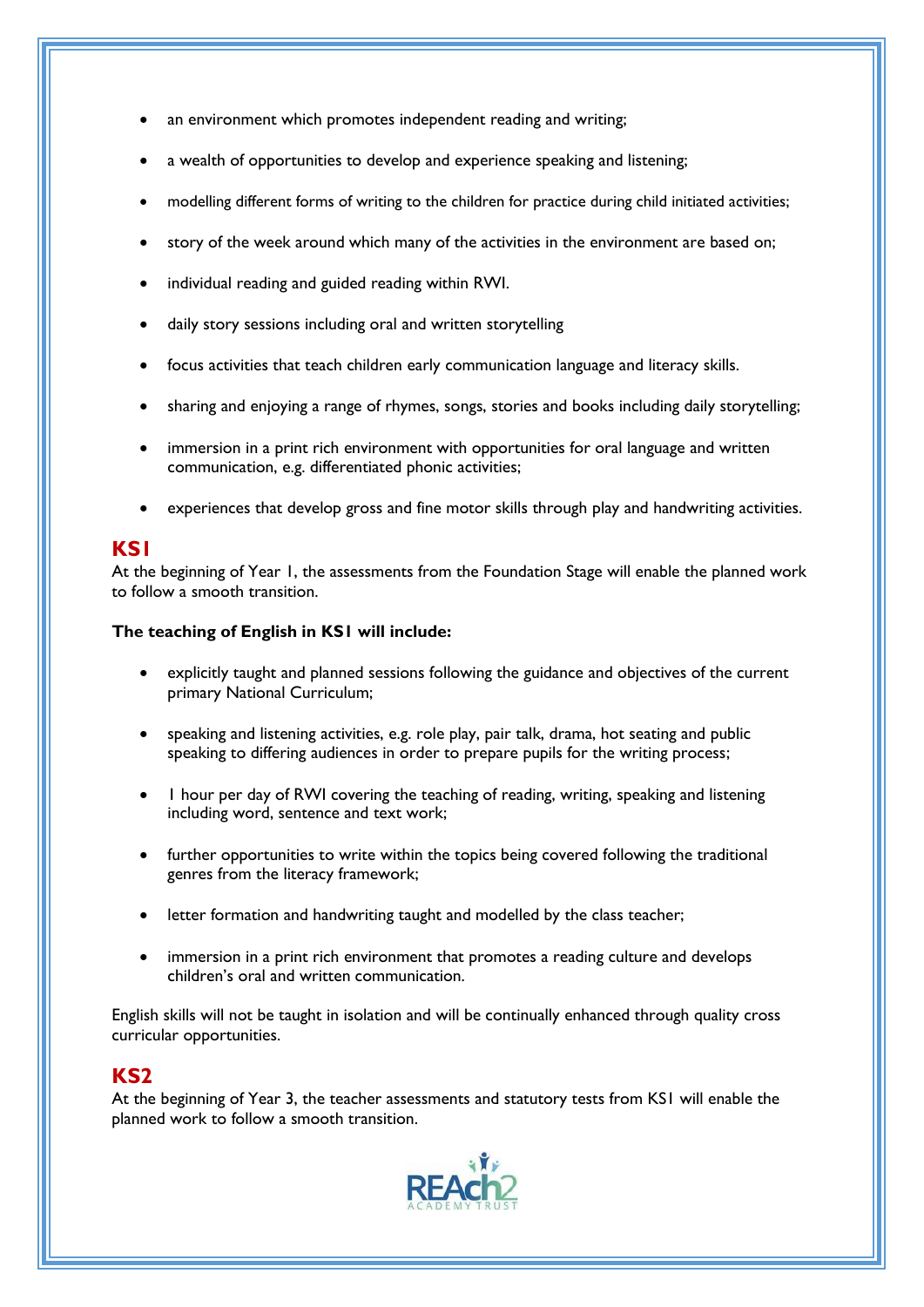- an environment which promotes independent reading and writing;
- a wealth of opportunities to develop and experience speaking and listening;
- modelling different forms of writing to the children for practice during child initiated activities;
- story of the week around which many of the activities in the environment are based on;
- individual reading and guided reading within RWI.
- daily story sessions including oral and written storytelling
- focus activities that teach children early communication language and literacy skills.
- sharing and enjoying a range of rhymes, songs, stories and books including daily storytelling;
- immersion in a print rich environment with opportunities for oral language and written communication, e.g. differentiated phonic activities;
- experiences that develop gross and fine motor skills through play and handwriting activities.

## KS1

At the beginning of Year 1, the assessments from the Foundation Stage will enable the planned work to follow a smooth transition.

**The teaching of English in KS1 will include:**

- explicitly taught and planned sessions following the guidance and objectives of the current primary National Curriculum;
- speaking and listening activities, e.g. role play, pair talk, drama, hot seating and public speaking to differing audiences in order to prepare pupils for the writing process;
- 1 hour per day of RWI covering the teaching of reading, writing, speaking and listening including word, sentence and text work;
- further opportunities to write within the topics being covered following the traditional genres from the literacy framework;
- letter formation and handwriting taught and modelled by the class teacher;
- immersion in a print rich environment that promotes a reading culture and develops children's oral and written communication.

English skills will not be taught in isolation and will be continually enhanced through quality cross curricular opportunities.

## KS2

At the beginning of Year 3, the teacher assessments and statutory tests from KS1 will enable the planned work to follow a smooth transition.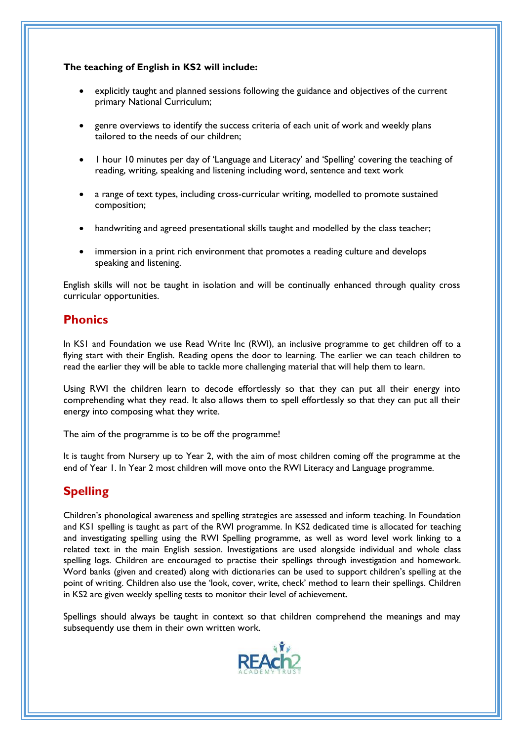**The teaching of English in KS2 will include:**

- explicitly taught and planned sessions following the guidance and objectives of the current primary National Curriculum;
- genre overviews to identify the success criteria of each unit of work and weekly plans tailored to the needs of our children;
- 1 hour 10 minutes per day of 'Language and Literacy' and 'Spelling' covering the teaching of reading, writing, speaking and listening including word, sentence and text work
- a range of text types, including cross-curricular writing, modelled to promote sustained composition;
- handwriting and agreed presentational skills taught and modelled by the class teacher;
- immersion in a print rich environment that promotes a reading culture and develops speaking and listening.

English skills will not be taught in isolation and will be continually enhanced through quality cross curricular opportunities.

## Phonics

In KS1 and Foundation we use Read Write Inc (RWI), an inclusive programme to get children off to a flying start with their English. Reading opens the door to learning. The earlier we can teach children to read the earlier they will be able to tackle more challenging material that will help them to learn.

Using RWI the children learn to decode effortlessly so that they can put all their energy into comprehending what they read. It also allows them to spell effortlessly so that they can put all their energy into composing what they write.

The aim of the programme is to be off the programme!

It is taught from Nursery up to Year 2, with the aim of most children coming off the programme at the end of Year 1. In Year 2 most children will move onto the RWI Literacy and Language programme.

## Spelling

Children's phonological awareness and spelling strategies are assessed and inform teaching. In Foundation and KS1 spelling is taught as part of the RWI programme. In KS2 dedicated time is allocated for teaching and investigating spelling using the RWI Spelling programme, as well as word level work linking to a related text in the main English session. Investigations are used alongside individual and whole class spelling logs. Children are encouraged to practise their spellings through investigation and homework. Word banks (given and created) along with dictionaries can be used to support children's spelling at the point of writing. Children also use the 'look, cover, write, check' method to learn their spellings. Children in KS2 are given weekly spelling tests to monitor their level of achievement.

Spellings should always be taught in context so that children comprehend the meanings and may subsequently use them in their own written work.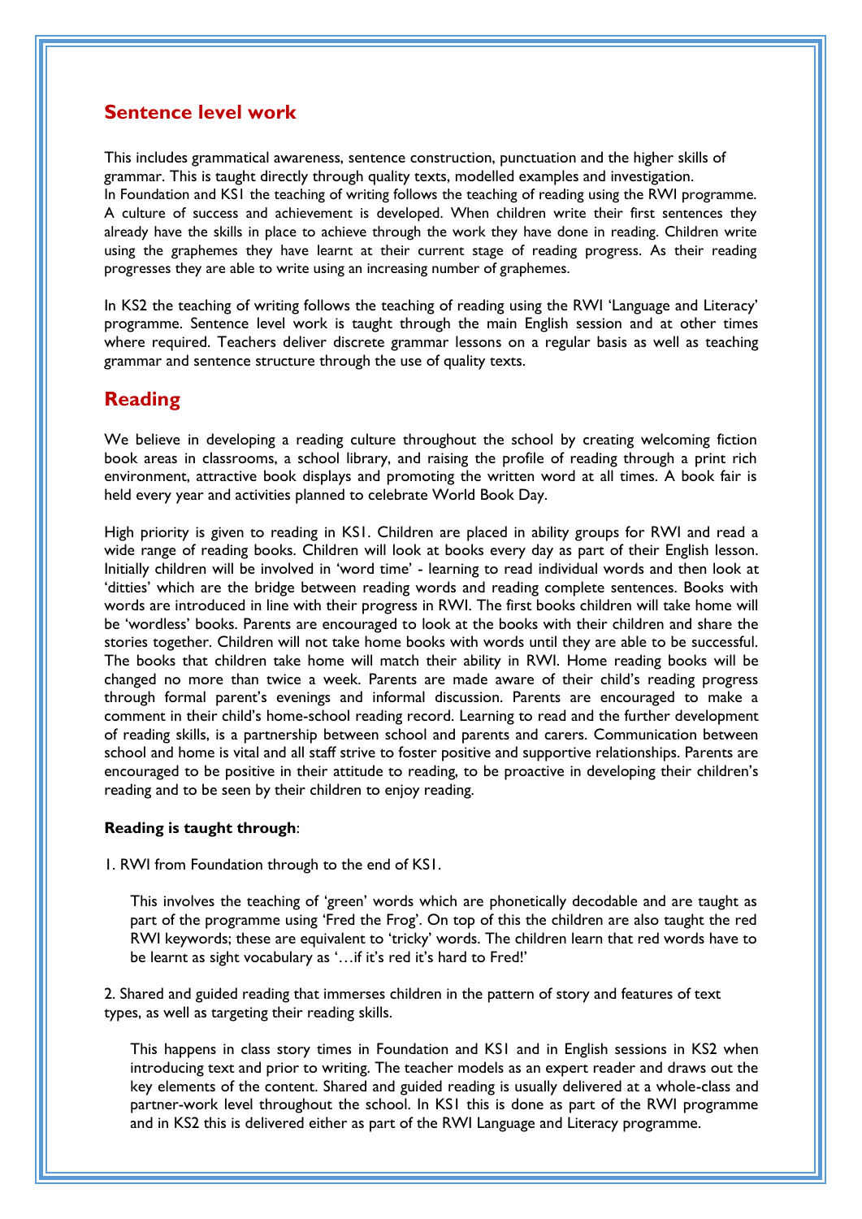## Sentence level work

This includes grammatical awareness, sentence construction, punctuation and the higher skills of grammar. This is taught directly through quality texts, modelled examples and investigation.
In Foundation and KS1 the teaching of writing follows the teaching of reading using the RWI programme. A culture of success and achievement is developed. When children write their first sentences they already have the skills in place to achieve through the work they have done in reading. Children write using the graphemes they have learnt at their current stage of reading progress. As their reading progresses they are able to write using an increasing number of graphemes.

In KS2 the teaching of writing follows the teaching of reading using the RWI 'Language and Literacy' programme. Sentence level work is taught through the main English session and at other times where required. Teachers deliver discrete grammar lessons on a regular basis as well as teaching grammar and sentence structure through the use of quality texts.

## Reading

We believe in developing a reading culture throughout the school by creating welcoming fiction book areas in classrooms, a school library, and raising the profile of reading through a print rich environment, attractive book displays and promoting the written word at all times. A book fair is held every year and activities planned to celebrate World Book Day.

High priority is given to reading in KS1. Children are placed in ability groups for RWI and read a wide range of reading books. Children will look at books every day as part of their English lesson. Initially children will be involved in 'word time' - learning to read individual words and then look at 'ditties' which are the bridge between reading words and reading complete sentences. Books with words are introduced in line with their progress in RWI. The first books children will take home will be 'wordless' books. Parents are encouraged to look at the books with their children and share the stories together. Children will not take home books with words until they are able to be successful. The books that children take home will match their ability in RWI. Home reading books will be changed no more than twice a week. Parents are made aware of their child's reading progress through formal parent's evenings and informal discussion. Parents are encouraged to make a comment in their child's home-school reading record. Learning to read and the further development of reading skills, is a partnership between school and parents and carers. Communication between school and home is vital and all staff strive to foster positive and supportive relationships. Parents are encouraged to be positive in their attitude to reading, to be proactive in developing their children's reading and to be seen by their children to enjoy reading.

**Reading is taught through**:

1. RWI from Foundation through to the end of KS1.

   This involves the teaching of 'green' words which are phonetically decodable and are taught as part of the programme using 'Fred the Frog'. On top of this the children are also taught the red RWI keywords; these are equivalent to 'tricky' words. The children learn that red words have to be learnt as sight vocabulary as '…if it's red it's hard to Fred!'

2. Shared and guided reading that immerses children in the pattern of story and features of text types, as well as targeting their reading skills.

   This happens in class story times in Foundation and KS1 and in English sessions in KS2 when introducing text and prior to writing. The teacher models as an expert reader and draws out the key elements of the content. Shared and guided reading is usually delivered at a whole-class and partner-work level throughout the school. In KS1 this is done as part of the RWI programme and in KS2 this is delivered either as part of the RWI Language and Literacy programme.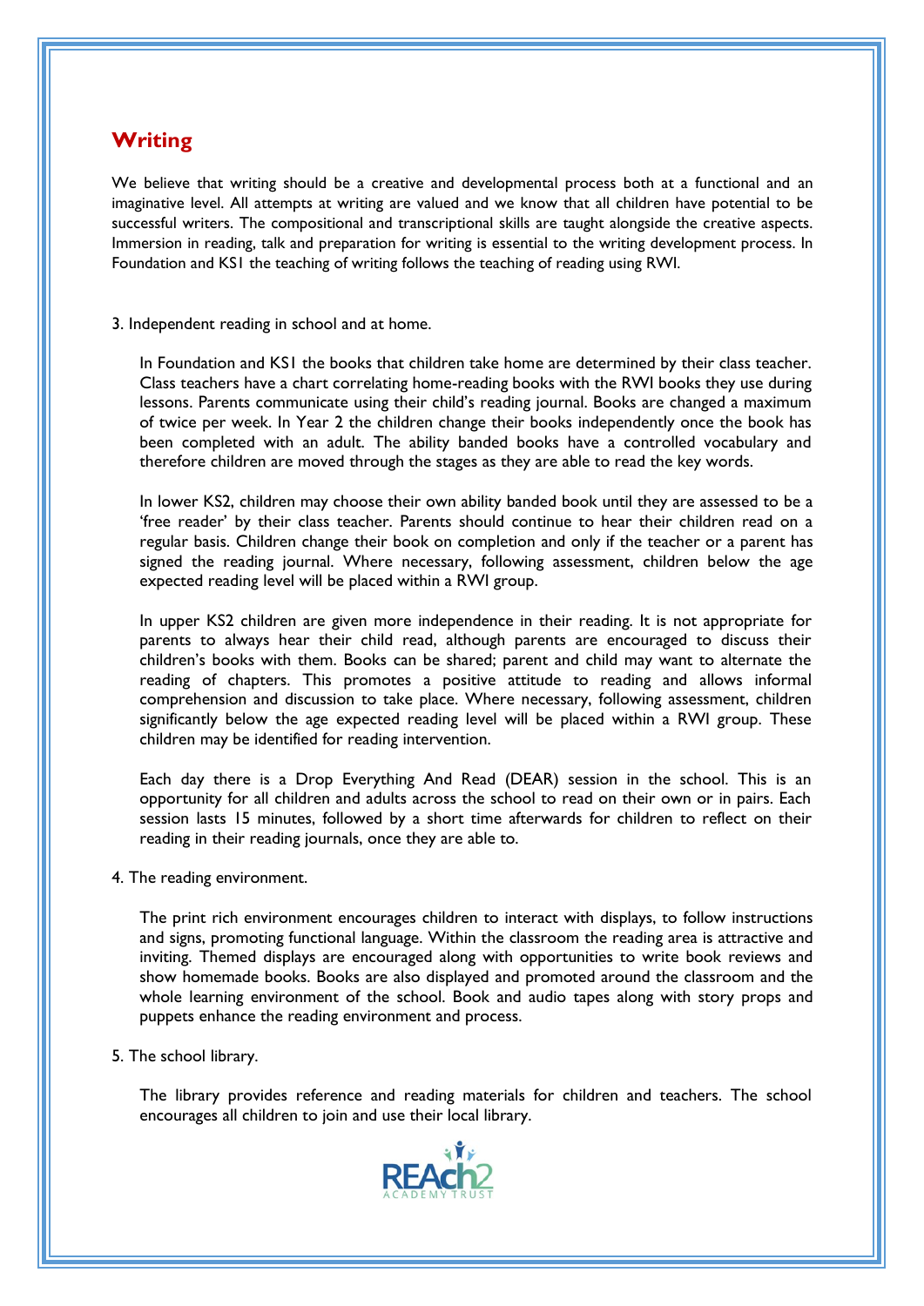## Writing

We believe that writing should be a creative and developmental process both at a functional and an imaginative level. All attempts at writing are valued and we know that all children have potential to be successful writers. The compositional and transcriptional skills are taught alongside the creative aspects. Immersion in reading, talk and preparation for writing is essential to the writing development process. In Foundation and KS1 the teaching of writing follows the teaching of reading using RWI.

3. Independent reading in school and at home.

   In Foundation and KS1 the books that children take home are determined by their class teacher. Class teachers have a chart correlating home-reading books with the RWI books they use during lessons. Parents communicate using their child's reading journal. Books are changed a maximum of twice per week. In Year 2 the children change their books independently once the book has been completed with an adult. The ability banded books have a controlled vocabulary and therefore children are moved through the stages as they are able to read the key words.

   In lower KS2, children may choose their own ability banded book until they are assessed to be a 'free reader' by their class teacher. Parents should continue to hear their children read on a regular basis. Children change their book on completion and only if the teacher or a parent has signed the reading journal. Where necessary, following assessment, children below the age expected reading level will be placed within a RWI group.

   In upper KS2 children are given more independence in their reading. It is not appropriate for parents to always hear their child read, although parents are encouraged to discuss their children's books with them. Books can be shared; parent and child may want to alternate the reading of chapters. This promotes a positive attitude to reading and allows informal comprehension and discussion to take place. Where necessary, following assessment, children significantly below the age expected reading level will be placed within a RWI group. These children may be identified for reading intervention.

   Each day there is a Drop Everything And Read (DEAR) session in the school. This is an opportunity for all children and adults across the school to read on their own or in pairs. Each session lasts 15 minutes, followed by a short time afterwards for children to reflect on their reading in their reading journals, once they are able to.

4. The reading environment.

   The print rich environment encourages children to interact with displays, to follow instructions and signs, promoting functional language. Within the classroom the reading area is attractive and inviting. Themed displays are encouraged along with opportunities to write book reviews and show homemade books. Books are also displayed and promoted around the classroom and the whole learning environment of the school. Book and audio tapes along with story props and puppets enhance the reading environment and process.

5. The school library.

   The library provides reference and reading materials for children and teachers. The school encourages all children to join and use their local library.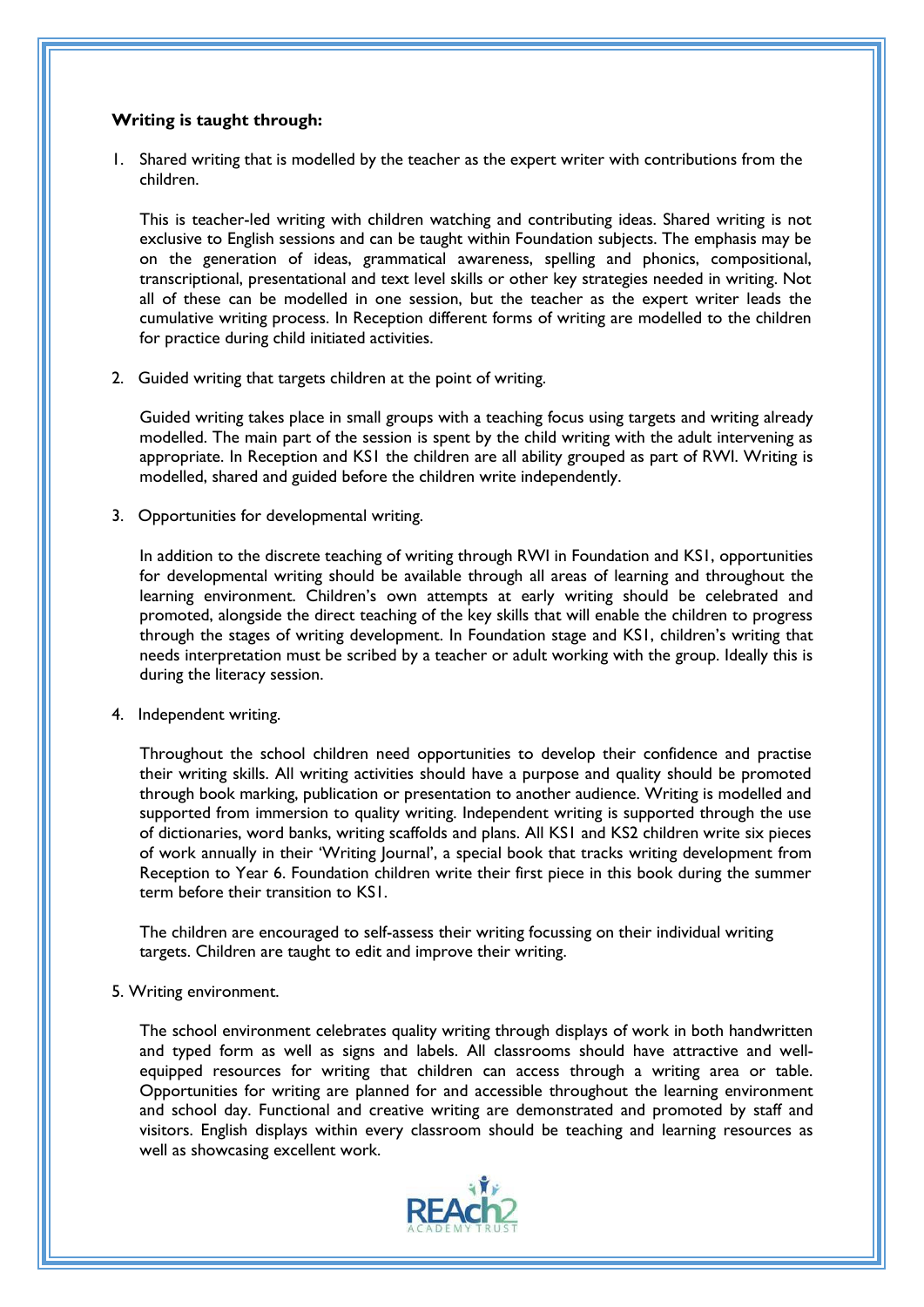**Writing is taught through:**

1. Shared writing that is modelled by the teacher as the expert writer with contributions from the children.

   This is teacher-led writing with children watching and contributing ideas. Shared writing is not exclusive to English sessions and can be taught within Foundation subjects. The emphasis may be on the generation of ideas, grammatical awareness, spelling and phonics, compositional, transcriptional, presentational and text level skills or other key strategies needed in writing. Not all of these can be modelled in one session, but the teacher as the expert writer leads the cumulative writing process. In Reception different forms of writing are modelled to the children for practice during child initiated activities.

2. Guided writing that targets children at the point of writing.

   Guided writing takes place in small groups with a teaching focus using targets and writing already modelled. The main part of the session is spent by the child writing with the adult intervening as appropriate. In Reception and KS1 the children are all ability grouped as part of RWI. Writing is modelled, shared and guided before the children write independently.

3. Opportunities for developmental writing.

   In addition to the discrete teaching of writing through RWI in Foundation and KS1, opportunities for developmental writing should be available through all areas of learning and throughout the learning environment. Children's own attempts at early writing should be celebrated and promoted, alongside the direct teaching of the key skills that will enable the children to progress through the stages of writing development. In Foundation stage and KS1, children's writing that needs interpretation must be scribed by a teacher or adult working with the group. Ideally this is during the literacy session.

4. Independent writing.

   Throughout the school children need opportunities to develop their confidence and practise their writing skills. All writing activities should have a purpose and quality should be promoted through book marking, publication or presentation to another audience. Writing is modelled and supported from immersion to quality writing. Independent writing is supported through the use of dictionaries, word banks, writing scaffolds and plans. All KS1 and KS2 children write six pieces of work annually in their 'Writing Journal', a special book that tracks writing development from Reception to Year 6. Foundation children write their first piece in this book during the summer term before their transition to KS1.

   The children are encouraged to self-assess their writing focussing on their individual writing targets. Children are taught to edit and improve their writing.

5. Writing environment.

   The school environment celebrates quality writing through displays of work in both handwritten and typed form as well as signs and labels. All classrooms should have attractive and well-equipped resources for writing that children can access through a writing area or table. Opportunities for writing are planned for and accessible throughout the learning environment and school day. Functional and creative writing are demonstrated and promoted by staff and visitors. English displays within every classroom should be teaching and learning resources as well as showcasing excellent work.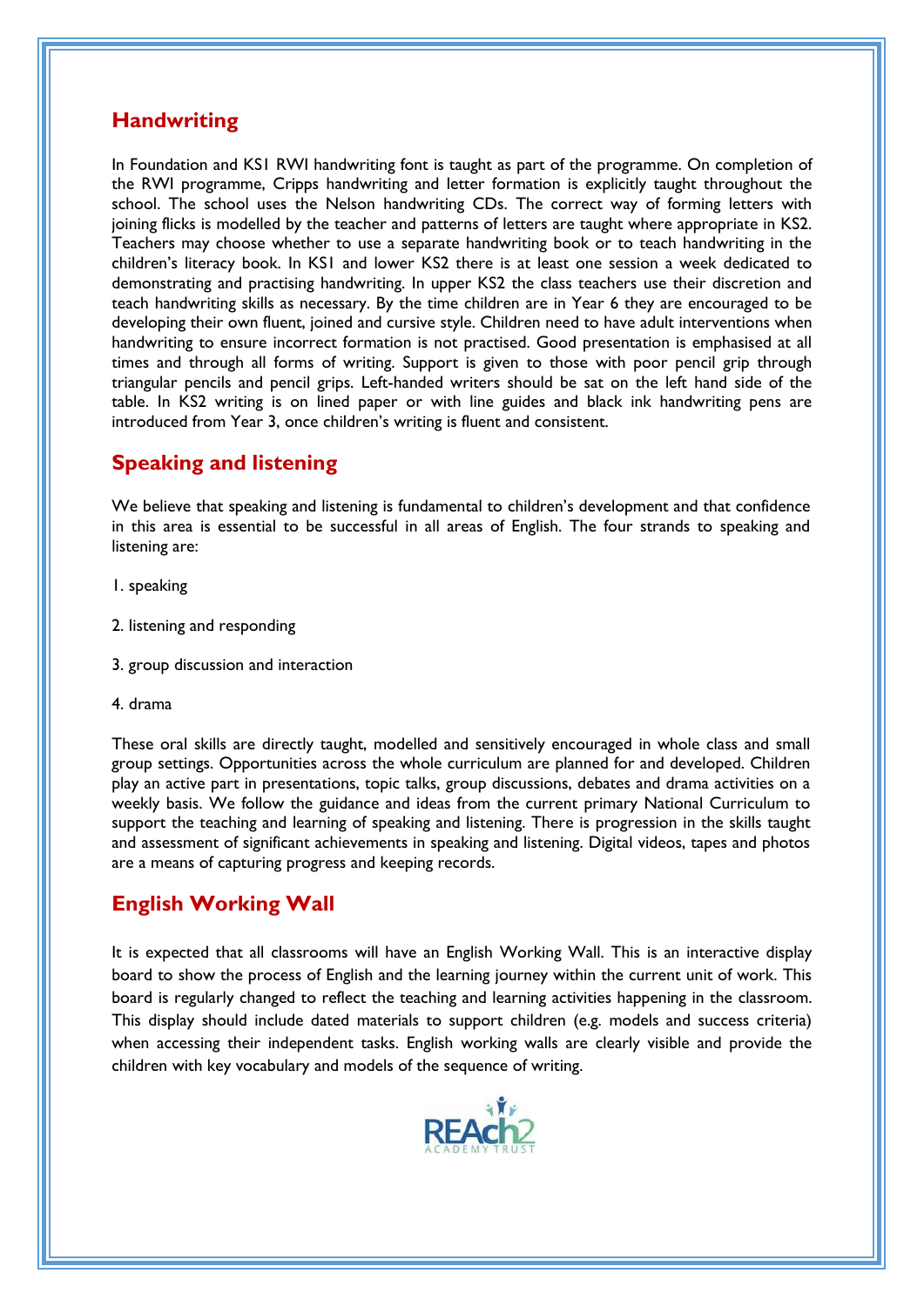## Handwriting

In Foundation and KS1 RWI handwriting font is taught as part of the programme. On completion of the RWI programme, Cripps handwriting and letter formation is explicitly taught throughout the school. The school uses the Nelson handwriting CDs. The correct way of forming letters with joining flicks is modelled by the teacher and patterns of letters are taught where appropriate in KS2. Teachers may choose whether to use a separate handwriting book or to teach handwriting in the children's literacy book. In KS1 and lower KS2 there is at least one session a week dedicated to demonstrating and practising handwriting. In upper KS2 the class teachers use their discretion and teach handwriting skills as necessary. By the time children are in Year 6 they are encouraged to be developing their own fluent, joined and cursive style. Children need to have adult interventions when handwriting to ensure incorrect formation is not practised. Good presentation is emphasised at all times and through all forms of writing. Support is given to those with poor pencil grip through triangular pencils and pencil grips. Left-handed writers should be sat on the left hand side of the table. In KS2 writing is on lined paper or with line guides and black ink handwriting pens are introduced from Year 3, once children's writing is fluent and consistent.

## Speaking and listening

We believe that speaking and listening is fundamental to children's development and that confidence in this area is essential to be successful in all areas of English. The four strands to speaking and listening are:

1. speaking

2. listening and responding

3. group discussion and interaction

4. drama

These oral skills are directly taught, modelled and sensitively encouraged in whole class and small group settings. Opportunities across the whole curriculum are planned for and developed. Children play an active part in presentations, topic talks, group discussions, debates and drama activities on a weekly basis. We follow the guidance and ideas from the current primary National Curriculum to support the teaching and learning of speaking and listening. There is progression in the skills taught and assessment of significant achievements in speaking and listening. Digital videos, tapes and photos are a means of capturing progress and keeping records.

## English Working Wall

It is expected that all classrooms will have an English Working Wall. This is an interactive display board to show the process of English and the learning journey within the current unit of work. This board is regularly changed to reflect the teaching and learning activities happening in the classroom. This display should include dated materials to support children (e.g. models and success criteria) when accessing their independent tasks. English working walls are clearly visible and provide the children with key vocabulary and models of the sequence of writing.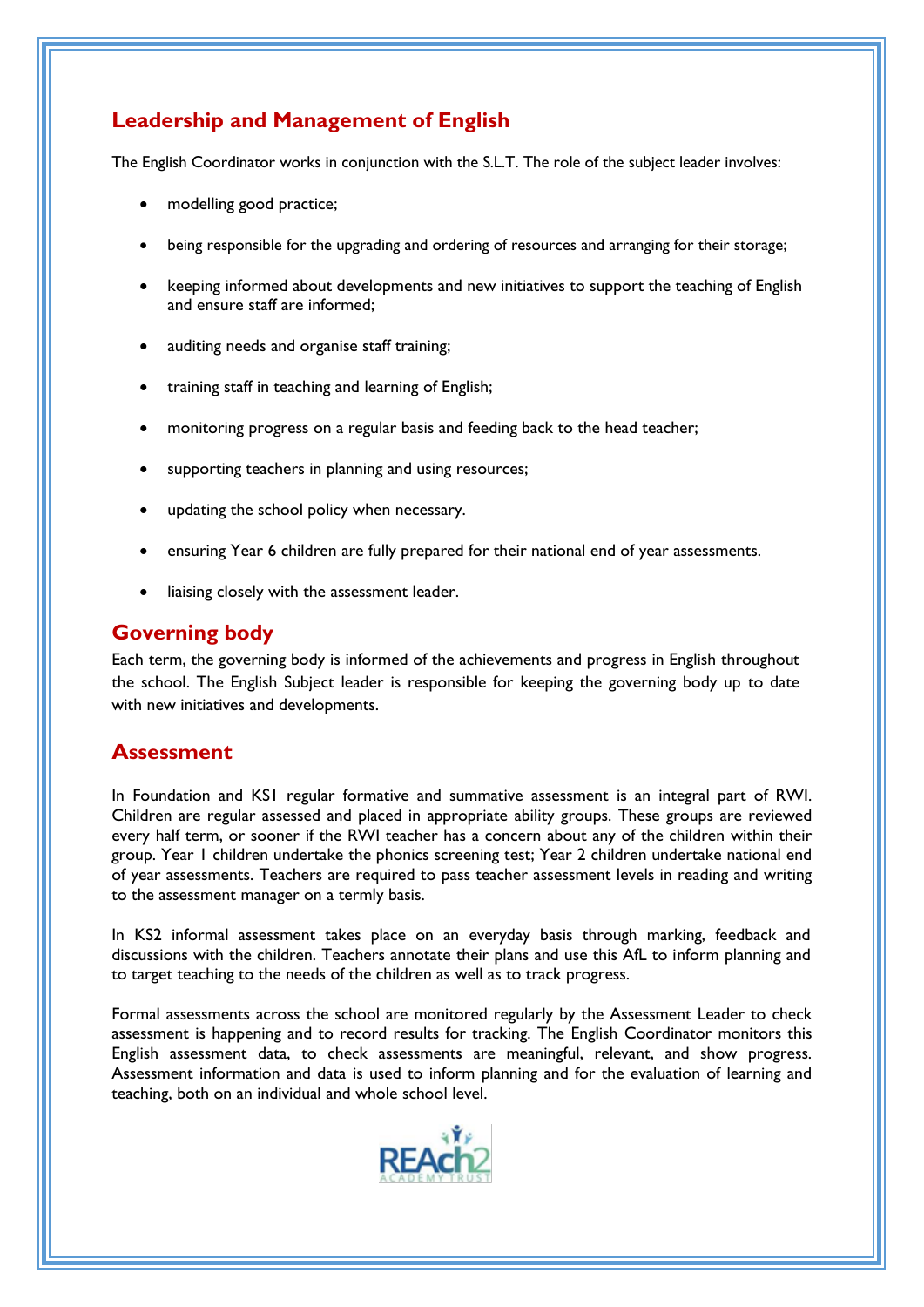## Leadership and Management of English

The English Coordinator works in conjunction with the S.L.T. The role of the subject leader involves:

- modelling good practice;
- being responsible for the upgrading and ordering of resources and arranging for their storage;
- keeping informed about developments and new initiatives to support the teaching of English and ensure staff are informed;
- auditing needs and organise staff training;
- training staff in teaching and learning of English;
- monitoring progress on a regular basis and feeding back to the head teacher;
- supporting teachers in planning and using resources;
- updating the school policy when necessary.
- ensuring Year 6 children are fully prepared for their national end of year assessments.
- liaising closely with the assessment leader.

## Governing body

Each term, the governing body is informed of the achievements and progress in English throughout the school. The English Subject leader is responsible for keeping the governing body up to date with new initiatives and developments.

## Assessment

In Foundation and KS1 regular formative and summative assessment is an integral part of RWI. Children are regular assessed and placed in appropriate ability groups. These groups are reviewed every half term, or sooner if the RWI teacher has a concern about any of the children within their group. Year 1 children undertake the phonics screening test; Year 2 children undertake national end of year assessments. Teachers are required to pass teacher assessment levels in reading and writing to the assessment manager on a termly basis.

In KS2 informal assessment takes place on an everyday basis through marking, feedback and discussions with the children. Teachers annotate their plans and use this AfL to inform planning and to target teaching to the needs of the children as well as to track progress.

Formal assessments across the school are monitored regularly by the Assessment Leader to check assessment is happening and to record results for tracking. The English Coordinator monitors this English assessment data, to check assessments are meaningful, relevant, and show progress. Assessment information and data is used to inform planning and for the evaluation of learning and teaching, both on an individual and whole school level.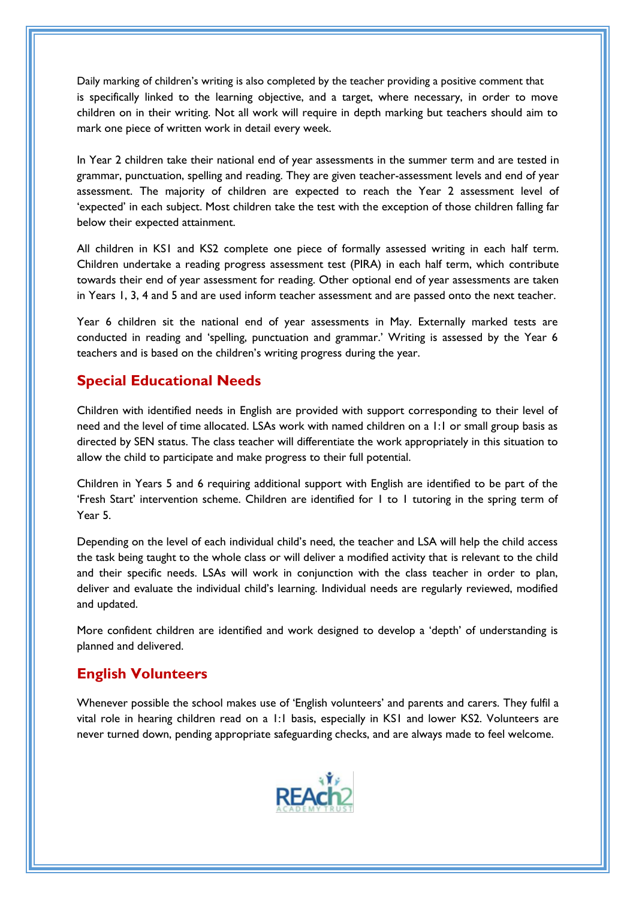Daily marking of children's writing is also completed by the teacher providing a positive comment that is specifically linked to the learning objective, and a target, where necessary, in order to move children on in their writing. Not all work will require in depth marking but teachers should aim to mark one piece of written work in detail every week.

In Year 2 children take their national end of year assessments in the summer term and are tested in grammar, punctuation, spelling and reading. They are given teacher-assessment levels and end of year assessment. The majority of children are expected to reach the Year 2 assessment level of 'expected' in each subject. Most children take the test with the exception of those children falling far below their expected attainment.

All children in KS1 and KS2 complete one piece of formally assessed writing in each half term. Children undertake a reading progress assessment test (PIRA) in each half term, which contribute towards their end of year assessment for reading. Other optional end of year assessments are taken in Years 1, 3, 4 and 5 and are used inform teacher assessment and are passed onto the next teacher.

Year 6 children sit the national end of year assessments in May. Externally marked tests are conducted in reading and 'spelling, punctuation and grammar.' Writing is assessed by the Year 6 teachers and is based on the children's writing progress during the year.

## Special Educational Needs

Children with identified needs in English are provided with support corresponding to their level of need and the level of time allocated. LSAs work with named children on a 1:1 or small group basis as directed by SEN status. The class teacher will differentiate the work appropriately in this situation to allow the child to participate and make progress to their full potential.

Children in Years 5 and 6 requiring additional support with English are identified to be part of the 'Fresh Start' intervention scheme. Children are identified for 1 to 1 tutoring in the spring term of Year 5.

Depending on the level of each individual child's need, the teacher and LSA will help the child access the task being taught to the whole class or will deliver a modified activity that is relevant to the child and their specific needs. LSAs will work in conjunction with the class teacher in order to plan, deliver and evaluate the individual child's learning. Individual needs are regularly reviewed, modified and updated.

More confident children are identified and work designed to develop a 'depth' of understanding is planned and delivered.

## English Volunteers

Whenever possible the school makes use of 'English volunteers' and parents and carers. They fulfil a vital role in hearing children read on a 1:1 basis, especially in KS1 and lower KS2. Volunteers are never turned down, pending appropriate safeguarding checks, and are always made to feel welcome.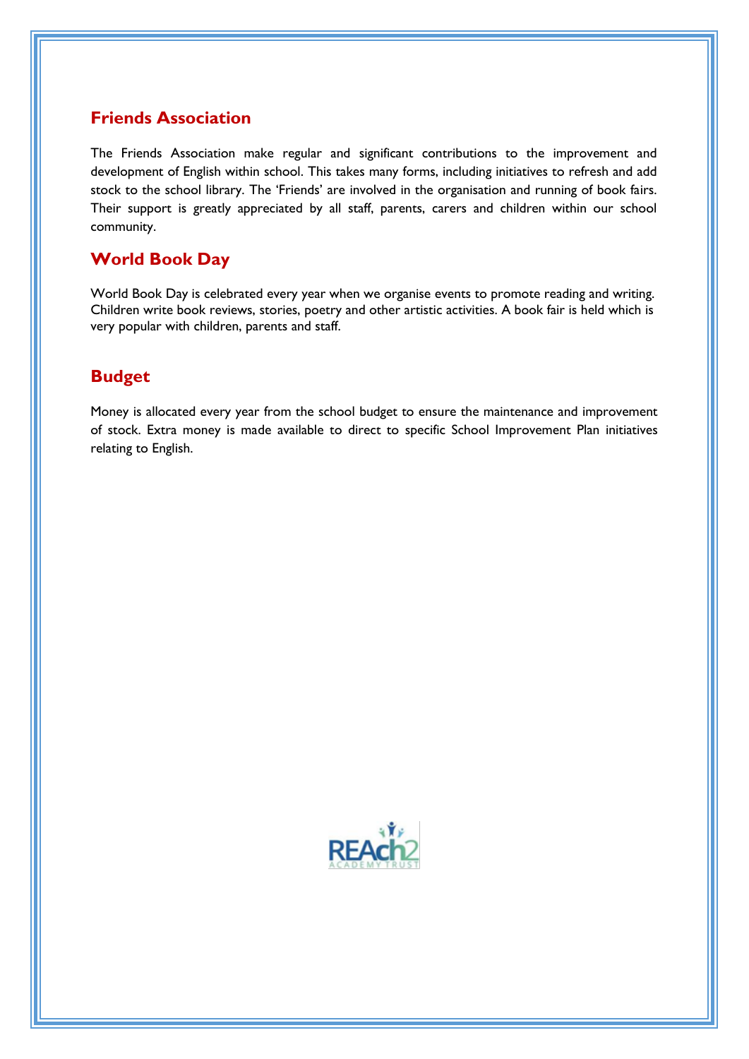## Friends Association

The Friends Association make regular and significant contributions to the improvement and development of English within school. This takes many forms, including initiatives to refresh and add stock to the school library. The 'Friends' are involved in the organisation and running of book fairs. Their support is greatly appreciated by all staff, parents, carers and children within our school community.

## World Book Day

World Book Day is celebrated every year when we organise events to promote reading and writing. Children write book reviews, stories, poetry and other artistic activities. A book fair is held which is very popular with children, parents and staff.

## Budget

Money is allocated every year from the school budget to ensure the maintenance and improvement of stock. Extra money is made available to direct to specific School Improvement Plan initiatives relating to English.